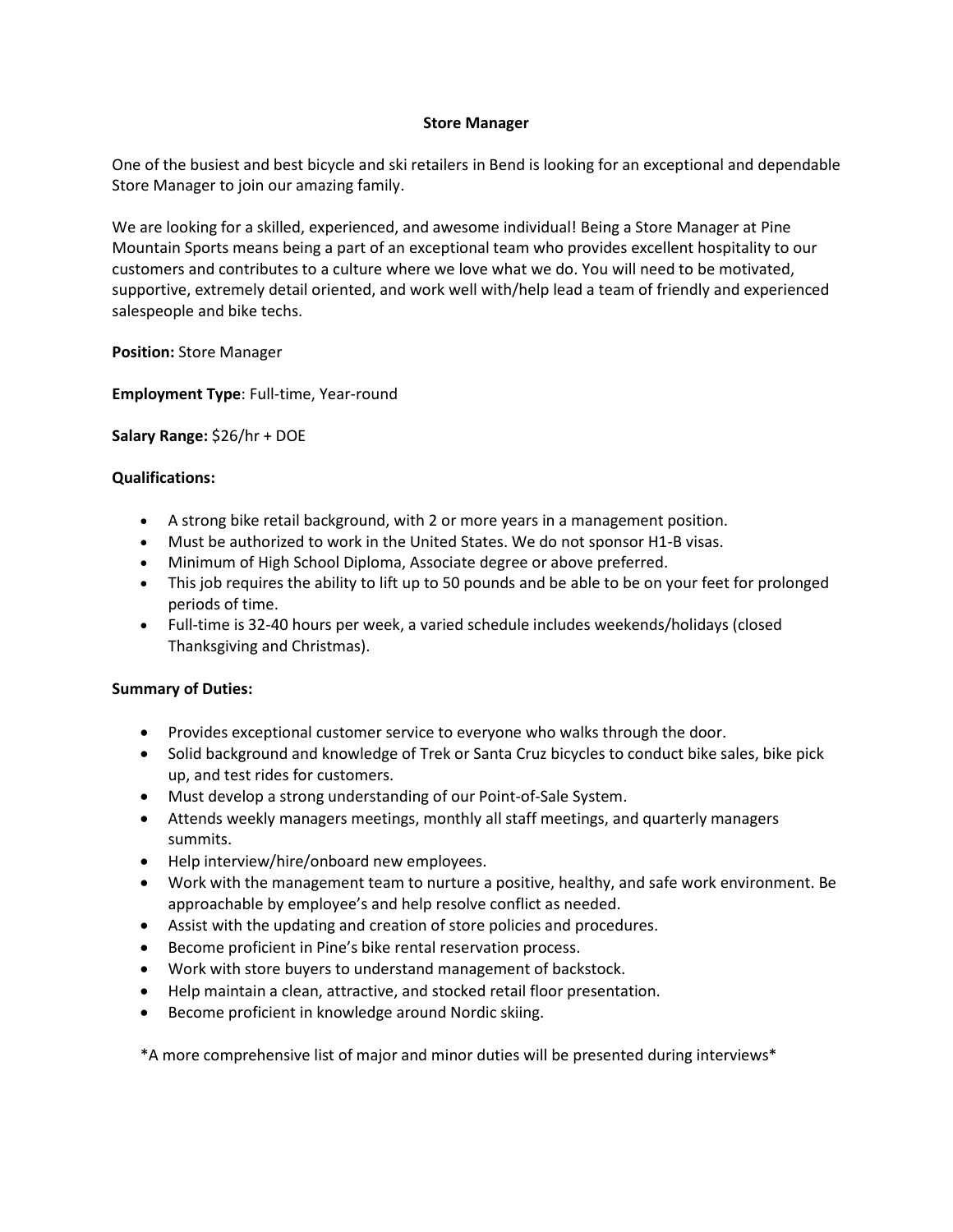# Store Manager

One of the busiest and best bicycle and ski retailers in Bend is looking for an exceptional and dependable Store Manager to join our amazing family.

We are looking for a skilled, experienced, and awesome individual! Being a Store Manager at Pine Mountain Sports means being a part of an exceptional team who provides excellent hospitality to our customers and contributes to a culture where we love what we do. You will need to be motivated, supportive, extremely detail oriented, and work well with/help lead a team of friendly and experienced salespeople and bike techs.

**Position:** Store Manager

**Employment Type**: Full-time, Year-round

**Salary Range:** $26/hr + DOE

**Qualifications:**

- A strong bike retail background, with 2 or more years in a management position.
- Must be authorized to work in the United States. We do not sponsor H1-B visas.
- Minimum of High School Diploma, Associate degree or above preferred.
- This job requires the ability to lift up to 50 pounds and be able to be on your feet for prolonged periods of time.
- Full-time is 32-40 hours per week, a varied schedule includes weekends/holidays (closed Thanksgiving and Christmas).

**Summary of Duties:**

- Provides exceptional customer service to everyone who walks through the door.
- Solid background and knowledge of Trek or Santa Cruz bicycles to conduct bike sales, bike pick up, and test rides for customers.
- Must develop a strong understanding of our Point-of-Sale System.
- Attends weekly managers meetings, monthly all staff meetings, and quarterly managers summits.
- Help interview/hire/onboard new employees.
- Work with the management team to nurture a positive, healthy, and safe work environment. Be approachable by employee's and help resolve conflict as needed.
- Assist with the updating and creation of store policies and procedures.
- Become proficient in Pine's bike rental reservation process.
- Work with store buyers to understand management of backstock.
- Help maintain a clean, attractive, and stocked retail floor presentation.
- Become proficient in knowledge around Nordic skiing.

*A more comprehensive list of major and minor duties will be presented during interviews*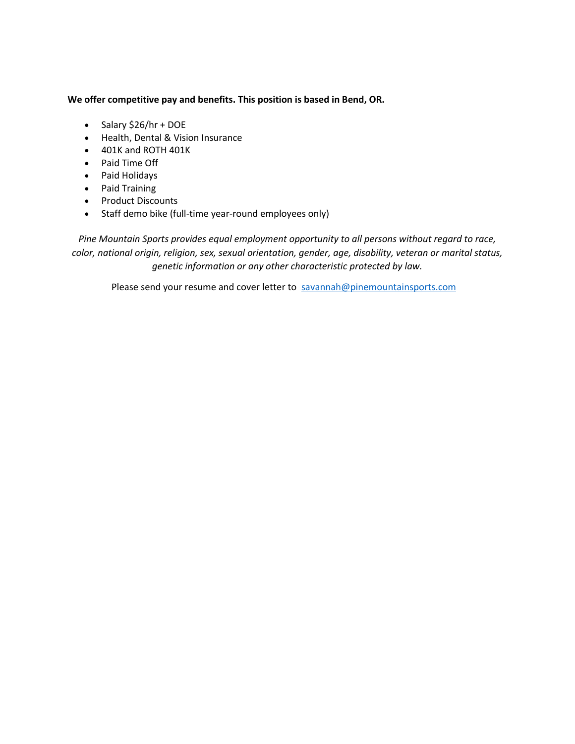**We offer competitive pay and benefits. This position is based in Bend, OR.**

- Salary $26/hr + DOE
- Health, Dental & Vision Insurance
- 401K and ROTH 401K
- Paid Time Off
- Paid Holidays
- Paid Training
- Product Discounts
- Staff demo bike (full-time year-round employees only)

*Pine Mountain Sports provides equal employment opportunity to all persons without regard to race, color, national origin, religion, sex, sexual orientation, gender, age, disability, veteran or marital status, genetic information or any other characteristic protected by law.*

Please send your resume and cover letter to savannah@pinemountainsports.com